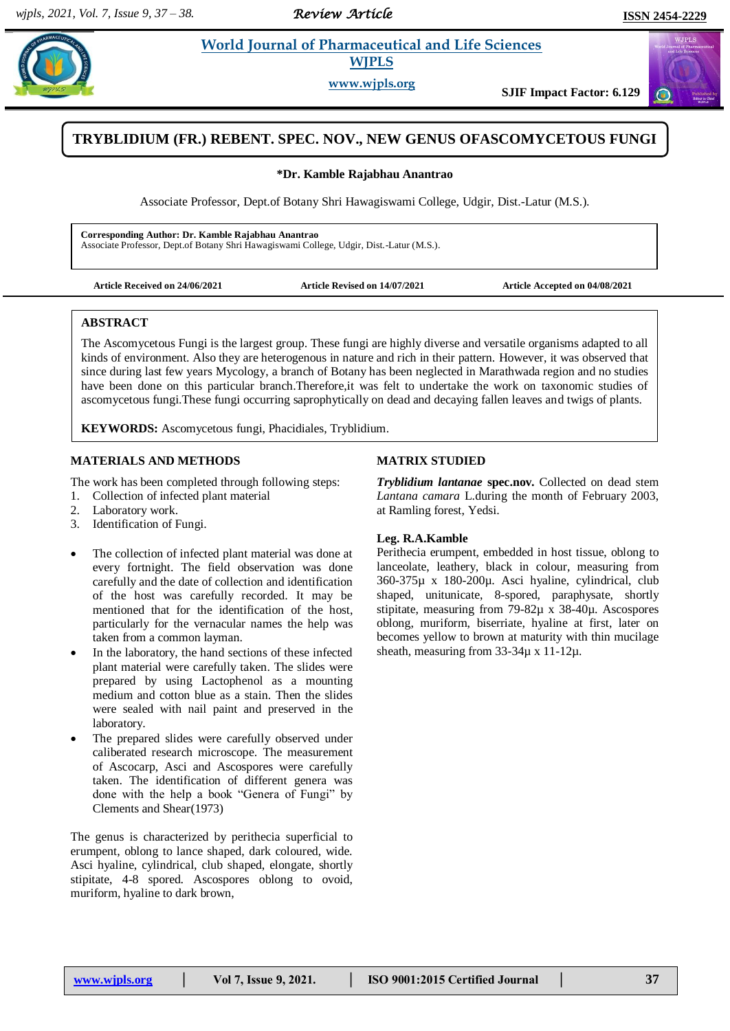# TRYBLIDIUM (FR.) REBENT. SPEC. NOV., NEW GENUS OFASCOMYCETOUS FUNGI

**\*Dr. Kamble Rajabhau Anantrao**

Associate Professor, Dept.of Botany Shri Hawagiswami College, Udgir, Dist.-Latur (M.S.).

**Corresponding Author: Dr. Kamble Rajabhau Anantrao**
Associate Professor, Dept.of Botany Shri Hawagiswami College, Udgir, Dist.-Latur (M.S.).

**Article Received on 24/06/2021** **Article Revised on 14/07/2021** **Article Accepted on 04/08/2021**

## ABSTRACT

The Ascomycetous Fungi is the largest group. These fungi are highly diverse and versatile organisms adapted to all kinds of environment. Also they are heterogenous in nature and rich in their pattern. However, it was observed that since during last few years Mycology, a branch of Botany has been neglected in Marathwada region and no studies have been done on this particular branch.Therefore,it was felt to undertake the work on taxonomic studies of ascomycetous fungi.These fungi occurring saprophytically on dead and decaying fallen leaves and twigs of plants.

**KEYWORDS:** Ascomycetous fungi, Phacidiales, Tryblidium.

## MATERIALS AND METHODS

The work has been completed through following steps:

1. Collection of infected plant material
2. Laboratory work.
3. Identification of Fungi.

- The collection of infected plant material was done at every fortnight. The field observation was done carefully and the date of collection and identification of the host was carefully recorded. It may be mentioned that for the identification of the host, particularly for the vernacular names the help was taken from a common layman.
- In the laboratory, the hand sections of these infected plant material were carefully taken. The slides were prepared by using Lactophenol as a mounting medium and cotton blue as a stain. Then the slides were sealed with nail paint and preserved in the laboratory.
- The prepared slides were carefully observed under caliberated research microscope. The measurement of Ascocarp, Asci and Ascospores were carefully taken. The identification of different genera was done with the help a book "Genera of Fungi" by Clements and Shear(1973)

The genus is characterized by perithecia superficial to erumpent, oblong to lance shaped, dark coloured, wide. Asci hyaline, cylindrical, club shaped, elongate, shortly stipitate, 4-8 spored. Ascospores oblong to ovoid, muriform, hyaline to dark brown,

## MATRIX STUDIED

***Tryblidium lantanae*** **spec.nov.** Collected on dead stem *Lantana camara* L.during the month of February 2003, at Ramling forest, Yedsi.

**Leg. R.A.Kamble**

Perithecia erumpent, embedded in host tissue, oblong to lanceolate, leathery, black in colour, measuring from 360-375µ x 180-200µ. Asci hyaline, cylindrical, club shaped, unitunicate, 8-spored, paraphysate, shortly stipitate, measuring from 79-82µ x 38-40µ. Ascospores oblong, muriform, biserriate, hyaline at first, later on becomes yellow to brown at maturity with thin mucilage sheath, measuring from 33-34µ x 11-12µ.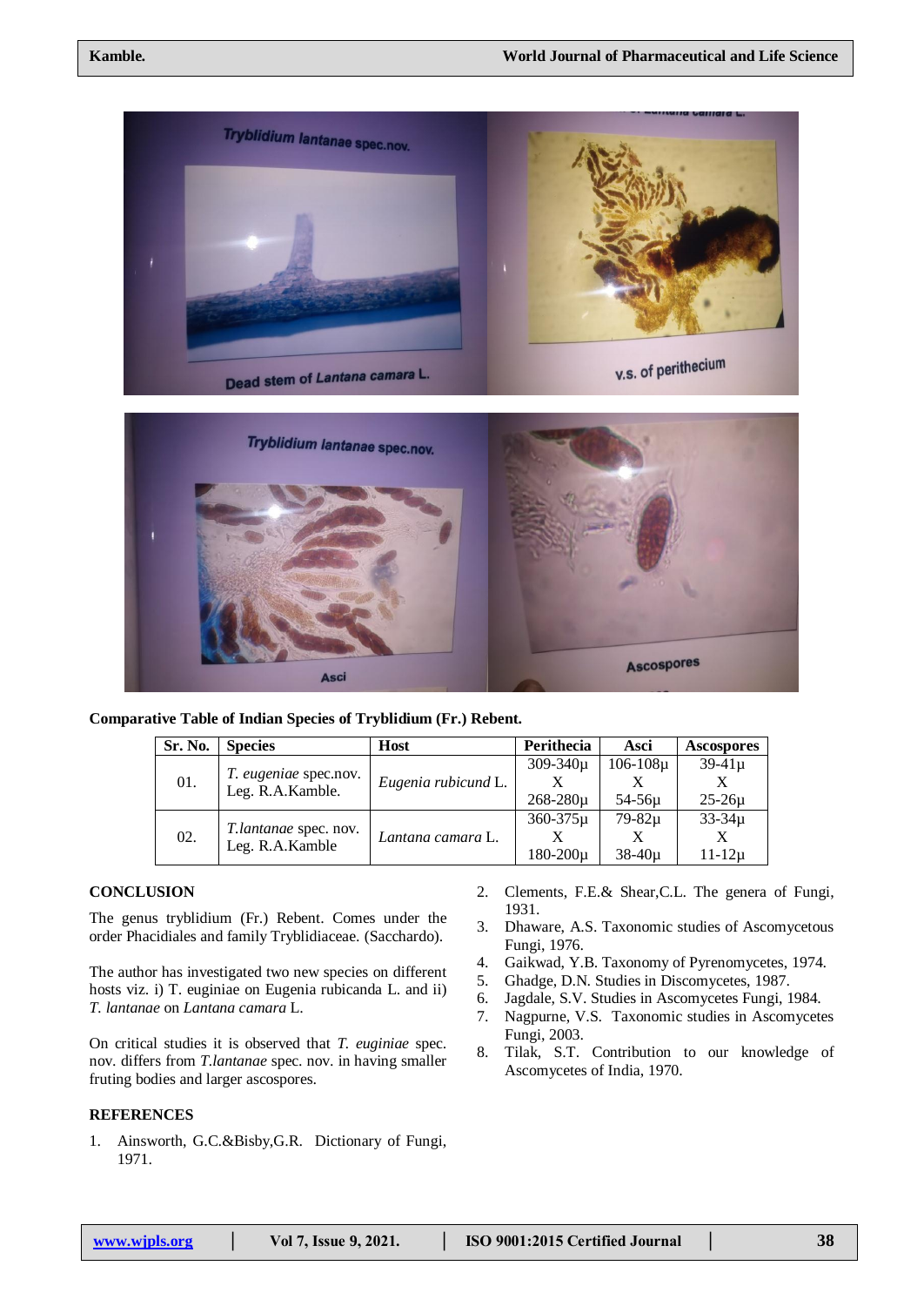**Comparative Table of Indian Species of Tryblidium (Fr.) Rebent.**

| Sr. No. | Species | Host | Perithecia | Asci | Ascospores |
|---|---|---|---|---|---|
| 01. | *T. eugeniae* spec.nov. Leg. R.A.Kamble. | *Eugenia rubicund* L. | 309-340μ X 268-280μ | 106-108μ X 54-56μ | 39-41μ X 25-26μ |
| 02. | *T.lantanae* spec. nov. Leg. R.A.Kamble | *Lantana camara* L. | 360-375μ X 180-200μ | 79-82μ X 38-40μ | 33-34μ X 11-12μ |

## CONCLUSION

The genus tryblidium (Fr.) Rebent. Comes under the order Phacidiales and family Tryblidiaceae. (Sacchardo).

The author has investigated two new species on different hosts viz. i) T. euginiae on Eugenia rubicanda L. and ii) *T. lantanae* on *Lantana camara* L.

On critical studies it is observed that *T. euginiae* spec. nov. differs from *T.lantanae* spec. nov. in having smaller fruting bodies and larger ascospores.

## REFERENCES

1. Ainsworth, G.C.&Bisby,G.R. Dictionary of Fungi, 1971.
2. Clements, F.E.& Shear,C.L. The genera of Fungi, 1931.
3. Dhaware, A.S. Taxonomic studies of Ascomycetous Fungi, 1976.
4. Gaikwad, Y.B. Taxonomy of Pyrenomycetes, 1974.
5. Ghadge, D.N. Studies in Discomycetes, 1987.
6. Jagdale, S.V. Studies in Ascomycetes Fungi, 1984.
7. Nagpurne, V.S. Taxonomic studies in Ascomycetes Fungi, 2003.
8. Tilak, S.T. Contribution to our knowledge of Ascomycetes of India, 1970.